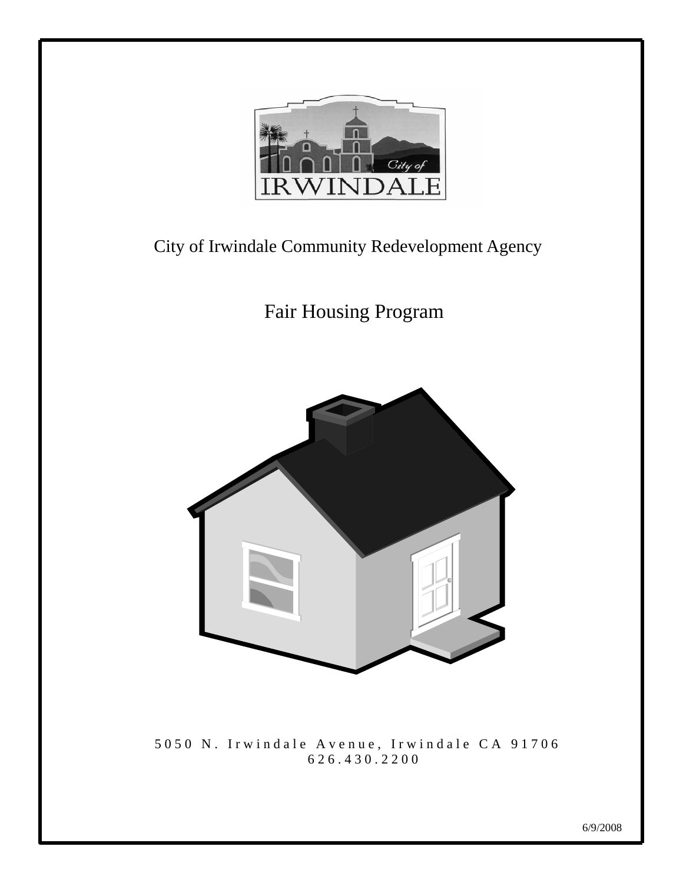City of Irwindale Community Redevelopment Agency

# Fair Housing Program

5050 N. Irwindale Avenue, Irwindale CA 91706
626.430.2200

6/9/2008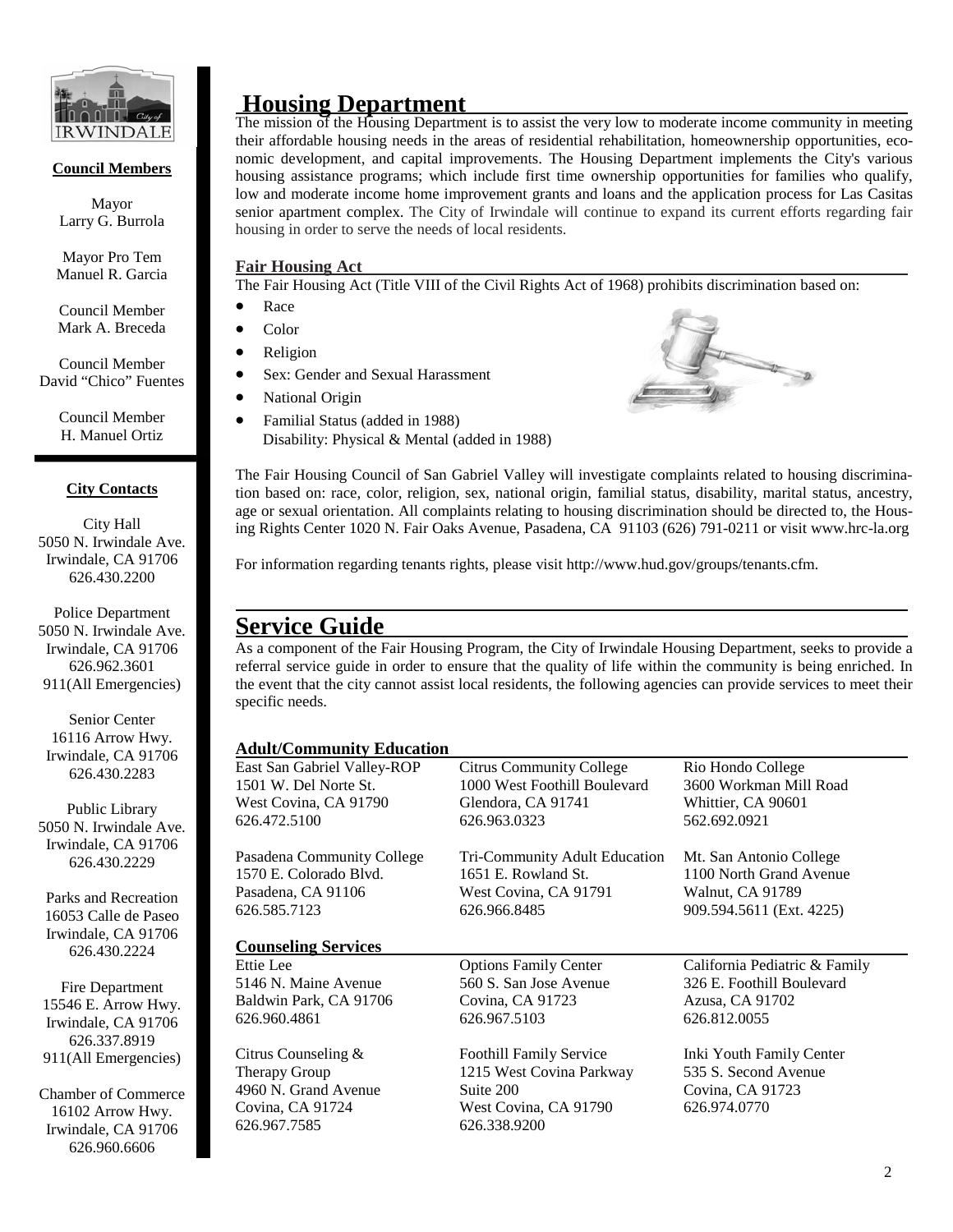**Council Members**

Mayor
Larry G. Burrola

Mayor Pro Tem
Manuel R. Garcia

Council Member
Mark A. Breceda

Council Member
David "Chico" Fuentes

Council Member
H. Manuel Ortiz

**City Contacts**

City Hall
5050 N. Irwindale Ave.
Irwindale, CA 91706
626.430.2200

Police Department
5050 N. Irwindale Ave.
Irwindale, CA 91706
626.962.3601
911(All Emergencies)

Senior Center
16116 Arrow Hwy.
Irwindale, CA 91706
626.430.2283

Public Library
5050 N. Irwindale Ave.
Irwindale, CA 91706
626.430.2229

Parks and Recreation
16053 Calle de Paseo
Irwindale, CA 91706
626.430.2224

Fire Department
15546 E. Arrow Hwy.
Irwindale, CA 91706
626.337.8919
911(All Emergencies)

Chamber of Commerce
16102 Arrow Hwy.
Irwindale, CA 91706
626.960.6606

# Housing Department

The mission of the Housing Department is to assist the very low to moderate income community in meeting their affordable housing needs in the areas of residential rehabilitation, homeownership opportunities, economic development, and capital improvements. The Housing Department implements the City's various housing assistance programs; which include first time ownership opportunities for families who qualify, low and moderate income home improvement grants and loans and the application process for Las Casitas senior apartment complex. The City of Irwindale will continue to expand its current efforts regarding fair housing in order to serve the needs of local residents.

### Fair Housing Act

The Fair Housing Act (Title VIII of the Civil Rights Act of 1968) prohibits discrimination based on:

- Race
- Color
- Religion
- Sex: Gender and Sexual Harassment
- National Origin
- Familial Status (added in 1988)
  Disability: Physical & Mental (added in 1988)

The Fair Housing Council of San Gabriel Valley will investigate complaints related to housing discrimination based on: race, color, religion, sex, national origin, familial status, disability, marital status, ancestry, age or sexual orientation. All complaints relating to housing discrimination should be directed to, the Housing Rights Center 1020 N. Fair Oaks Avenue, Pasadena, CA 91103 (626) 791-0211 or visit www.hrc-la.org

For information regarding tenants rights, please visit http://www.hud.gov/groups/tenants.cfm.

# Service Guide

As a component of the Fair Housing Program, the City of Irwindale Housing Department, seeks to provide a referral service guide in order to ensure that the quality of life within the community is being enriched. In the event that the city cannot assist local residents, the following agencies can provide services to meet their specific needs.

### Adult/Community Education

East San Gabriel Valley-ROP
1501 W. Del Norte St.
West Covina, CA 91790
626.472.5100

Citrus Community College
1000 West Foothill Boulevard
Glendora, CA 91741
626.963.0323

Rio Hondo College
3600 Workman Mill Road
Whittier, CA 90601
562.692.0921

Pasadena Community College
1570 E. Colorado Blvd.
Pasadena, CA 91106
626.585.7123

Tri-Community Adult Education
1651 E. Rowland St.
West Covina, CA 91791
626.966.8485

Mt. San Antonio College
1100 North Grand Avenue
Walnut, CA 91789
909.594.5611 (Ext. 4225)

### Counseling Services

Ettie Lee
5146 N. Maine Avenue
Baldwin Park, CA 91706
626.960.4861

Options Family Center
560 S. San Jose Avenue
Covina, CA 91723
626.967.5103

California Pediatric & Family
326 E. Foothill Boulevard
Azusa, CA 91702
626.812.0055

Citrus Counseling &
Therapy Group
4960 N. Grand Avenue
Covina, CA 91724
626.967.7585

Foothill Family Service
1215 West Covina Parkway
Suite 200
West Covina, CA 91790
626.338.9200

Inki Youth Family Center
535 S. Second Avenue
Covina, CA 91723
626.974.0770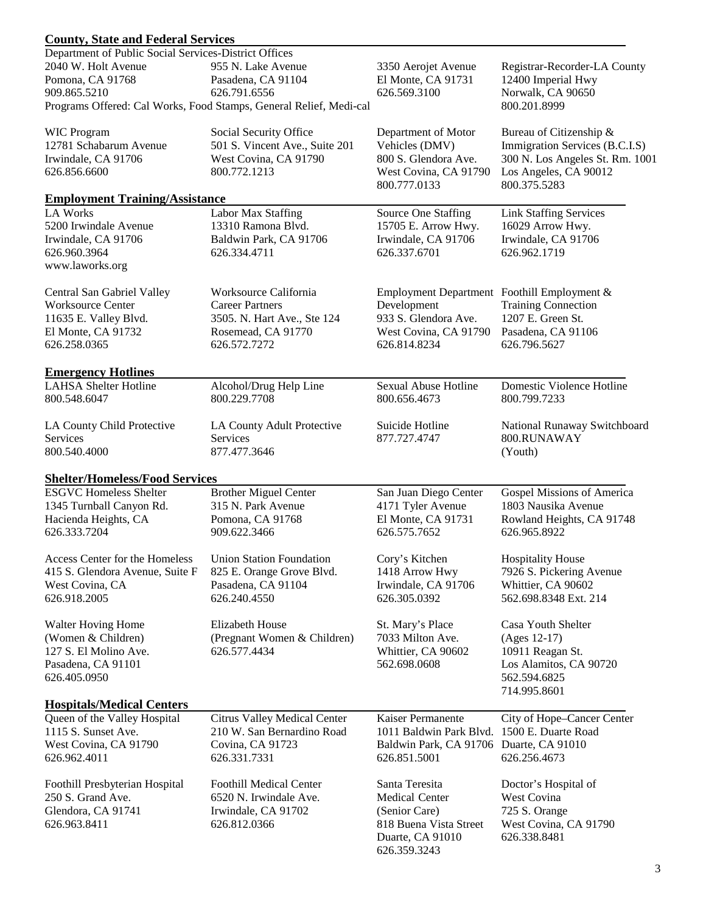## County, State and Federal Services

Department of Public Social Services-District Offices

2040 W. Holt Avenue
Pomona, CA 91768
909.865.5210

955 N. Lake Avenue
Pasadena, CA 91104
626.791.6556

3350 Aerojet Avenue
El Monte, CA 91731
626.569.3100

Programs Offered: Cal Works, Food Stamps, General Relief, Medi-cal

Registrar-Recorder-LA County
12400 Imperial Hwy
Norwalk, CA 90650
800.201.8999

WIC Program
12781 Schabarum Avenue
Irwindale, CA 91706
626.856.6600

Social Security Office
501 S. Vincent Ave., Suite 201
West Covina, CA 91790
800.772.1213

Department of Motor Vehicles (DMV)
800 S. Glendora Ave.
West Covina, CA 91790
800.777.0133

Bureau of Citizenship & Immigration Services (B.C.I.S)
300 N. Los Angeles St. Rm. 1001
Los Angeles, CA 90012
800.375.5283

## Employment Training/Assistance

LA Works
5200 Irwindale Avenue
Irwindale, CA 91706
626.960.3964
www.laworks.org

Labor Max Staffing
13310 Ramona Blvd.
Baldwin Park, CA 91706
626.334.4711

Source One Staffing
15705 E. Arrow Hwy.
Irwindale, CA 91706
626.337.6701

Link Staffing Services
16029 Arrow Hwy.
Irwindale, CA 91706
626.962.1719

Central San Gabriel Valley Worksource Center
11635 E. Valley Blvd.
El Monte, CA 91732
626.258.0365

Worksource California Career Partners
3505. N. Hart Ave., Ste 124
Rosemead, CA 91770
626.572.7272

Employment Department Development
933 S. Glendora Ave.
West Covina, CA 91790
626.814.8234

Foothill Employment & Training Connection
1207 E. Green St.
Pasadena, CA 91106
626.796.5627

## Emergency Hotlines

LAHSA Shelter Hotline
800.548.6047

Alcohol/Drug Help Line
800.229.7708

Sexual Abuse Hotline
800.656.4673

Domestic Violence Hotline
800.799.7233

LA County Child Protective Services
800.540.4000

LA County Adult Protective Services
877.477.3646

Suicide Hotline
877.727.4747

National Runaway Switchboard
800.RUNAWAY
(Youth)

## Shelter/Homeless/Food Services

ESGVC Homeless Shelter
1345 Turnball Canyon Rd.
Hacienda Heights, CA
626.333.7204

Brother Miguel Center
315 N. Park Avenue
Pomona, CA 91768
909.622.3466

San Juan Diego Center
4171 Tyler Avenue
El Monte, CA 91731
626.575.7652

Gospel Missions of America
1803 Nausika Avenue
Rowland Heights, CA 91748
626.965.8922

Access Center for the Homeless
415 S. Glendora Avenue, Suite F
West Covina, CA
626.918.2005

Union Station Foundation
825 E. Orange Grove Blvd.
Pasadena, CA 91104
626.240.4550

Cory's Kitchen
1418 Arrow Hwy
Irwindale, CA 91706
626.305.0392

Hospitality House
7926 S. Pickering Avenue
Whittier, CA 90602
562.698.8348 Ext. 214

Walter Hoving Home
(Women & Children)
127 S. El Molino Ave.
Pasadena, CA 91101
626.405.0950

Elizabeth House
(Pregnant Women & Children)
626.577.4434

St. Mary's Place
7033 Milton Ave.
Whittier, CA 90602
562.698.0608

Casa Youth Shelter
(Ages 12-17)
10911 Reagan St.
Los Alamitos, CA 90720
562.594.6825
714.995.8601

## Hospitals/Medical Centers

Queen of the Valley Hospital
1115 S. Sunset Ave.
West Covina, CA 91790
626.962.4011

Citrus Valley Medical Center
210 W. San Bernardino Road
Covina, CA 91723
626.331.7331

Kaiser Permanente
1011 Baldwin Park Blvd.
Baldwin Park, CA 91706
626.851.5001

City of Hope–Cancer Center
1500 E. Duarte Road
Duarte, CA 91010
626.256.4673

Foothill Presbyterian Hospital
250 S. Grand Ave.
Glendora, CA 91741
626.963.8411

Foothill Medical Center
6520 N. Irwindale Ave.
Irwindale, CA 91702
626.812.0366

Santa Teresita Medical Center
(Senior Care)
818 Buena Vista Street
Duarte, CA 91010
626.359.3243

Doctor's Hospital of West Covina
725 S. Orange
West Covina, CA 91790
626.338.8481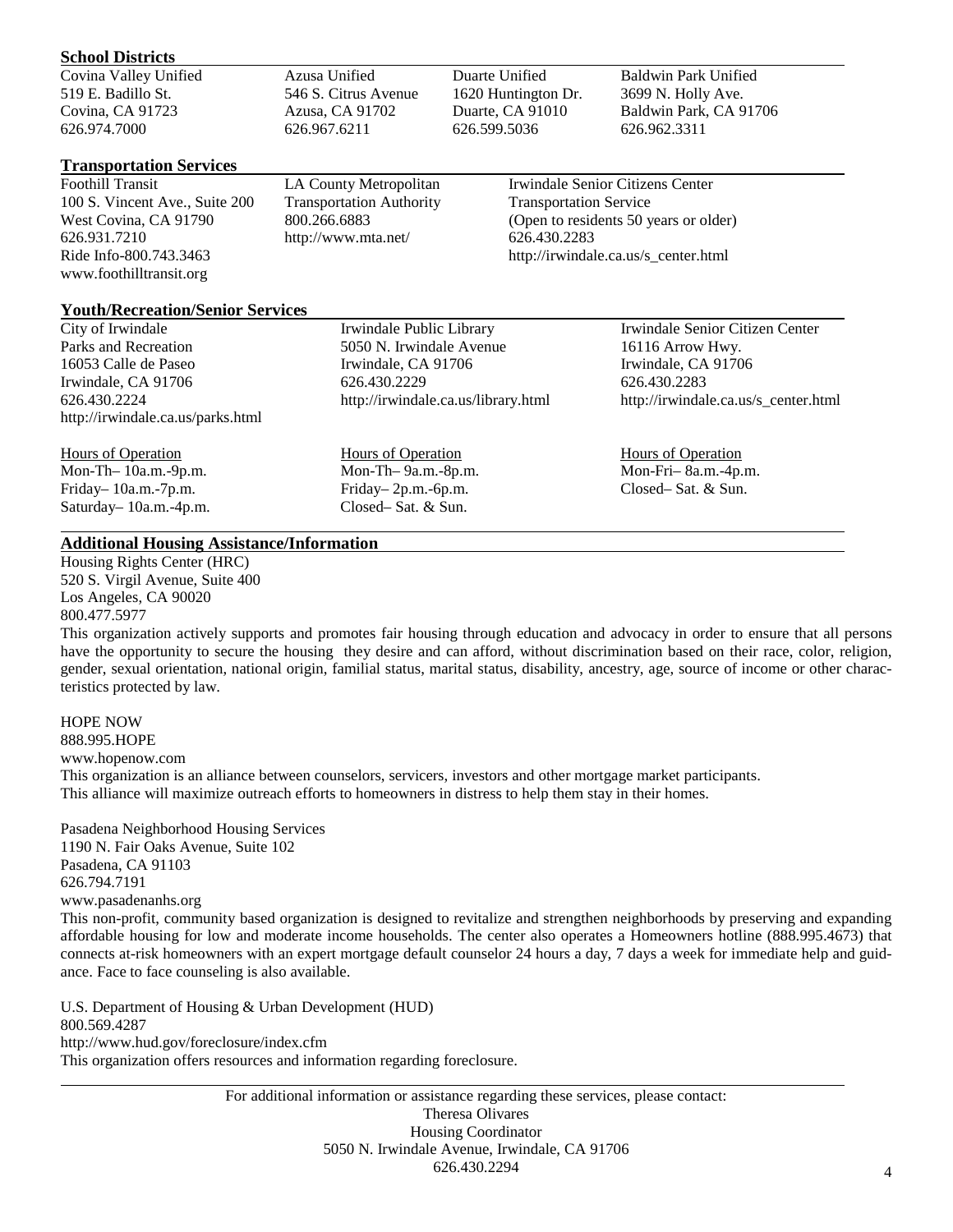## School Districts

| | | | |
|---|---|---|---|
| Covina Valley Unified<br>519 E. Badillo St.<br>Covina, CA 91723<br>626.974.7000 | Azusa Unified<br>546 S. Citrus Avenue<br>Azusa, CA 91702<br>626.967.6211 | Duarte Unified<br>1620 Huntington Dr.<br>Duarte, CA 91010<br>626.599.5036 | Baldwin Park Unified<br>3699 N. Holly Ave.<br>Baldwin Park, CA 91706<br>626.962.3311 |

## Transportation Services

| | | |
|---|---|---|
| Foothill Transit<br>100 S. Vincent Ave., Suite 200<br>West Covina, CA 91790<br>626.931.7210<br>Ride Info-800.743.3463<br>www.foothilltransit.org | LA County Metropolitan Transportation Authority<br>800.266.6883<br>http://www.mta.net/ | Irwindale Senior Citizens Center Transportation Service<br>(Open to residents 50 years or older)<br>626.430.2283<br>http://irwindale.ca.us/s_center.html |

## Youth/Recreation/Senior Services

| | | |
|---|---|---|
| City of Irwindale Parks and Recreation<br>16053 Calle de Paseo<br>Irwindale, CA 91706<br>626.430.2224<br>http://irwindale.ca.us/parks.html | Irwindale Public Library<br>5050 N. Irwindale Avenue<br>Irwindale, CA 91706<br>626.430.2229<br>http://irwindale.ca.us/library.html | Irwindale Senior Citizen Center<br>16116 Arrow Hwy.<br>Irwindale, CA 91706<br>626.430.2283<br>http://irwindale.ca.us/s_center.html |
| Hours of Operation<br>Mon-Th– 10a.m.-9p.m.<br>Friday– 10a.m.-7p.m.<br>Saturday– 10a.m.-4p.m. | Hours of Operation<br>Mon-Th– 9a.m.-8p.m.<br>Friday– 2p.m.-6p.m.<br>Closed– Sat. & Sun. | Hours of Operation<br>Mon-Fri– 8a.m.-4p.m.<br>Closed– Sat. & Sun. |

## Additional Housing Assistance/Information

Housing Rights Center (HRC)
520 S. Virgil Avenue, Suite 400
Los Angeles, CA 90020
800.477.5977

This organization actively supports and promotes fair housing through education and advocacy in order to ensure that all persons have the opportunity to secure the housing they desire and can afford, without discrimination based on their race, color, religion, gender, sexual orientation, national origin, familial status, marital status, disability, ancestry, age, source of income or other characteristics protected by law.

HOPE NOW
888.995.HOPE
www.hopenow.com

This organization is an alliance between counselors, servicers, investors and other mortgage market participants. This alliance will maximize outreach efforts to homeowners in distress to help them stay in their homes.

Pasadena Neighborhood Housing Services
1190 N. Fair Oaks Avenue, Suite 102
Pasadena, CA 91103
626.794.7191
www.pasadenanhs.org

This non-profit, community based organization is designed to revitalize and strengthen neighborhoods by preserving and expanding affordable housing for low and moderate income households. The center also operates a Homeowners hotline (888.995.4673) that connects at-risk homeowners with an expert mortgage default counselor 24 hours a day, 7 days a week for immediate help and guidance. Face to face counseling is also available.

U.S. Department of Housing & Urban Development (HUD)
800.569.4287
http://www.hud.gov/foreclosure/index.cfm

This organization offers resources and information regarding foreclosure.

---

For additional information or assistance regarding these services, please contact:
Theresa Olivares
Housing Coordinator
5050 N. Irwindale Avenue, Irwindale, CA 91706
626.430.2294